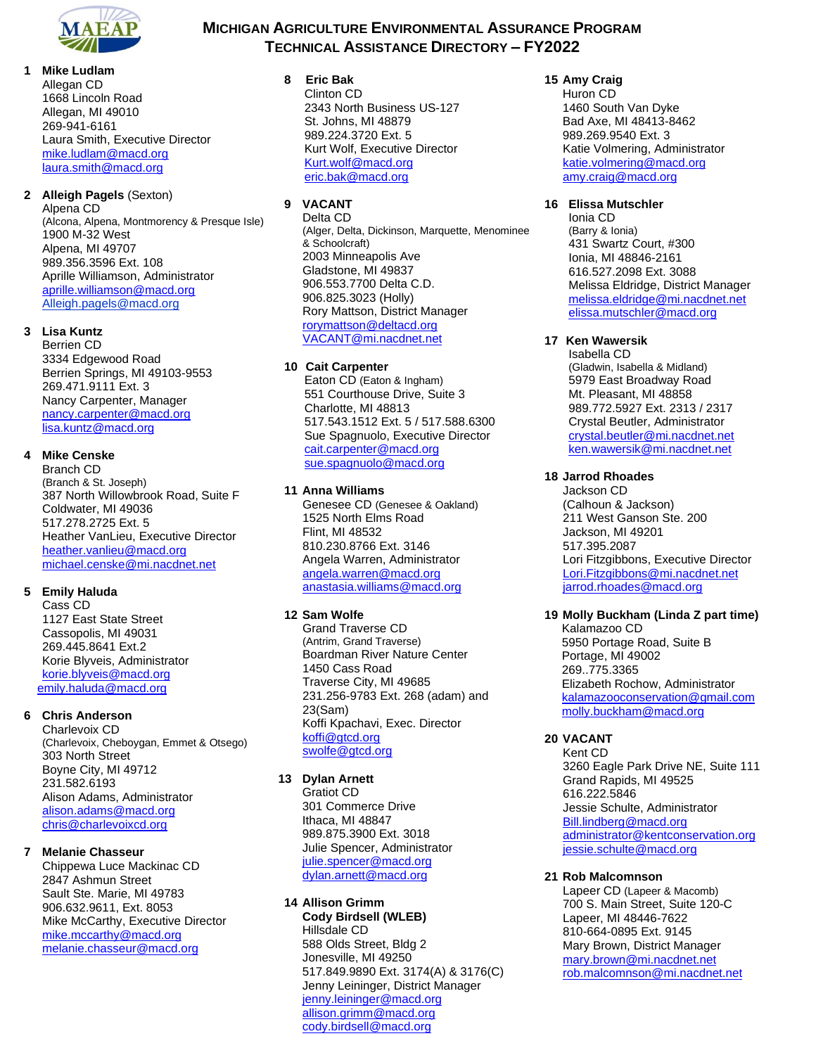# MICHIGAN AGRICULTURE ENVIRONMENTAL ASSURANCE PROGRAM
## TECHNICAL ASSISTANCE DIRECTORY – FY2022

**1 Mike Ludlam**
Allegan CD
1668 Lincoln Road
Allegan, MI 49010
269-941-6161
Laura Smith, Executive Director
mike.ludlam@macd.org
laura.smith@macd.org

**2 Alleigh Pagels** (Sexton)
Alpena CD
(Alcona, Alpena, Montmorency & Presque Isle)
1900 M-32 West
Alpena, MI 49707
989.356.3596 Ext. 108
Aprille Williamson, Administrator
aprille.williamson@macd.org
Alleigh.pagels@macd.org

**3 Lisa Kuntz**
Berrien CD
3334 Edgewood Road
Berrien Springs, MI 49103-9553
269.471.9111 Ext. 3
Nancy Carpenter, Manager
nancy.carpenter@macd.org
lisa.kuntz@macd.org

**4 Mike Censke**
Branch CD
(Branch & St. Joseph)
387 North Willowbrook Road, Suite F
Coldwater, MI 49036
517.278.2725 Ext. 5
Heather VanLieu, Executive Director
heather.vanlieu@macd.org
michael.censke@mi.nacdnet.net

**5 Emily Haluda**
Cass CD
1127 East State Street
Cassopolis, MI 49031
269.445.8641 Ext.2
Korie Blyveis, Administrator
korie.blyveis@macd.org
emily.haluda@macd.org

**6 Chris Anderson**
Charlevoix CD
(Charlevoix, Cheboygan, Emmet & Otsego)
303 North Street
Boyne City, MI 49712
231.582.6193
Alison Adams, Administrator
alison.adams@macd.org
chris@charlevoixcd.org

**7 Melanie Chasseur**
Chippewa Luce Mackinac CD
2847 Ashmun Street
Sault Ste. Marie, MI 49783
906.632.9611, Ext. 8053
Mike McCarthy, Executive Director
mike.mccarthy@macd.org
melanie.chasseur@macd.org

**8 Eric Bak**
Clinton CD
2343 North Business US-127
St. Johns, MI 48879
989.224.3720 Ext. 5
Kurt Wolf, Executive Director
Kurt.wolf@macd.org
eric.bak@macd.org

**9 VACANT**
Delta CD
(Alger, Delta, Dickinson, Marquette, Menominee & Schoolcraft)
2003 Minneapolis Ave
Gladstone, MI 49837
906.553.7700 Delta C.D.
906.825.3023 (Holly)
Rory Mattson, District Manager
rorymattson@deltacd.org
VACANT@mi.nacdnet.net

**10 Cait Carpenter**
Eaton CD (Eaton & Ingham)
551 Courthouse Drive, Suite 3
Charlotte, MI 48813
517.543.1512 Ext. 5 / 517.588.6300
Sue Spagnuolo, Executive Director
cait.carpenter@macd.org
sue.spagnuolo@macd.org

**11 Anna Williams**
Genesee CD (Genesee & Oakland)
1525 North Elms Road
Flint, MI 48532
810.230.8766 Ext. 3146
Angela Warren, Administrator
angela.warren@macd.org
anastasia.williams@macd.org

**12 Sam Wolfe**
Grand Traverse CD
(Antrim, Grand Traverse)
Boardman River Nature Center
1450 Cass Road
Traverse City, MI 49685
231.256-9783 Ext. 268 (adam) and 23(Sam)
Koffi Kpachavi, Exec. Director
koffi@gtcd.org
swolfe@gtcd.org

**13 Dylan Arnett**
Gratiot CD
301 Commerce Drive
Ithaca, MI 48847
989.875.3900 Ext. 3018
Julie Spencer, Administrator
julie.spencer@macd.org
dylan.arnett@macd.org

**14 Allison Grimm**
**Cody Birdsell (WLEB)**
Hillsdale CD
588 Olds Street, Bldg 2
Jonesville, MI 49250
517.849.9890 Ext. 3174(A) & 3176(C)
Jenny Leininger, District Manager
jenny.leininger@macd.org
allison.grimm@macd.org
cody.birdsell@macd.org

**15 Amy Craig**
Huron CD
1460 South Van Dyke
Bad Axe, MI 48413-8462
989.269.9540 Ext. 3
Katie Volmering, Administrator
katie.volmering@macd.org
amy.craig@macd.org

**16 Elissa Mutschler**
Ionia CD
(Barry & Ionia)
431 Swartz Court, #300
Ionia, MI 48846-2161
616.527.2098 Ext. 3088
Melissa Eldridge, District Manager
melissa.eldridge@mi.nacdnet.net
elissa.mutschler@macd.org

**17 Ken Wawersik**
Isabella CD
(Gladwin, Isabella & Midland)
5979 East Broadway Road
Mt. Pleasant, MI 48858
989.772.5927 Ext. 2313 / 2317
Crystal Beutler, Administrator
crystal.beutler@mi.nacdnet.net
ken.wawersik@mi.nacdnet.net

**18 Jarrod Rhoades**
Jackson CD
(Calhoun & Jackson)
211 West Ganson Ste. 200
Jackson, MI 49201
517.395.2087
Lori Fitzgibbons, Executive Director
Lori.Fitzgibbons@mi.nacdnet.net
jarrod.rhoades@macd.org

**19 Molly Buckham (Linda Z part time)**
Kalamazoo CD
5950 Portage Road, Suite B
Portage, MI 49002
269..775.3365
Elizabeth Rochow, Administrator
kalamazooconservation@gmail.com
molly.buckham@macd.org

**20 VACANT**
Kent CD
3260 Eagle Park Drive NE, Suite 111
Grand Rapids, MI 49525
616.222.5846
Jessie Schulte, Administrator
Bill.lindberg@macd.org
administrator@kentconservation.org
jessie.schulte@macd.org

**21 Rob Malcomnson**
Lapeer CD (Lapeer & Macomb)
700 S. Main Street, Suite 120-C
Lapeer, MI 48446-7622
810-664-0895 Ext. 9145
Mary Brown, District Manager
mary.brown@mi.nacdnet.net
rob.malcomnson@mi.nacdnet.net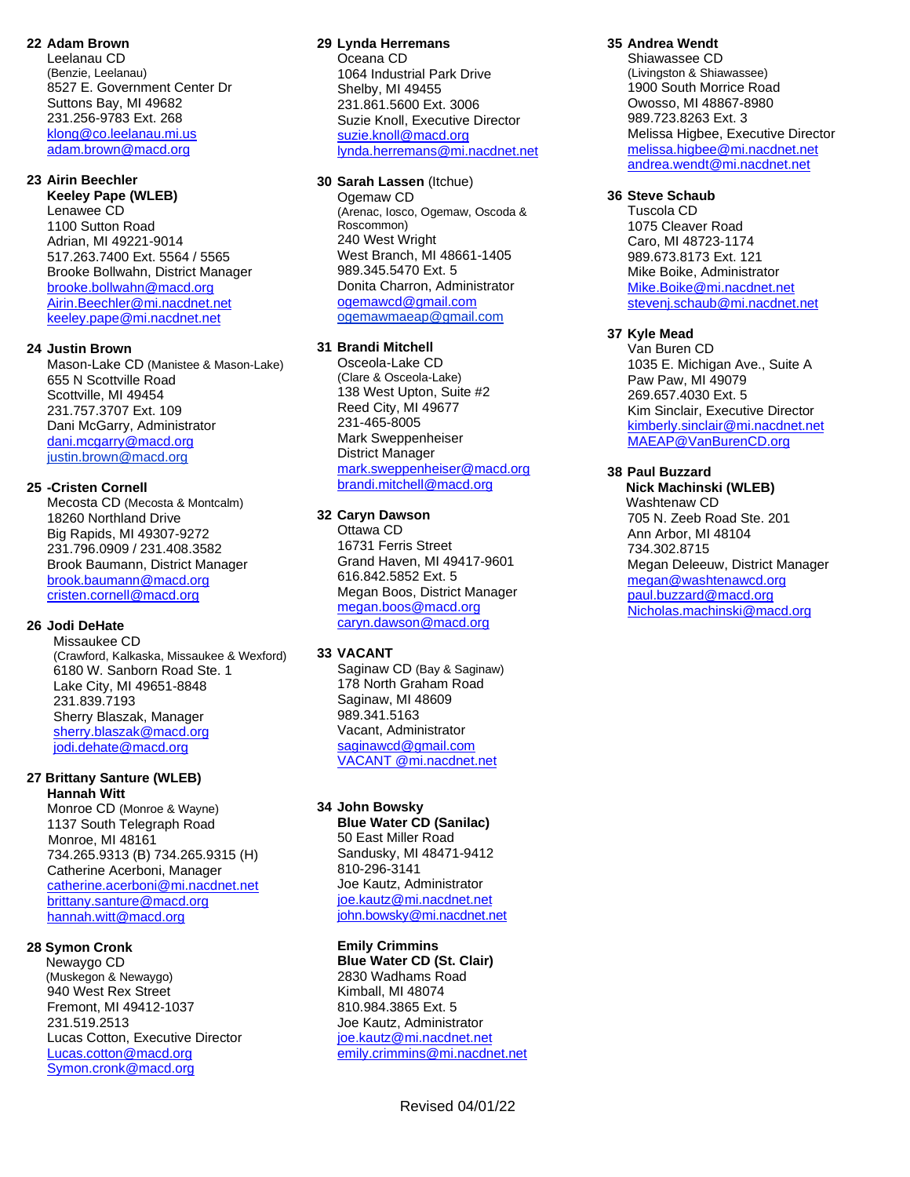**22 Adam Brown**
Leelanau CD
(Benzie, Leelanau)
8527 E. Government Center Dr
Suttons Bay, MI 49682
231.256-9783 Ext. 268
klong@co.leelanau.mi.us
adam.brown@macd.org

**23 Airin Beechler**
**Keeley Pape (WLEB)**
Lenawee CD
1100 Sutton Road
Adrian, MI 49221-9014
517.263.7400 Ext. 5564 / 5565
Brooke Bollwahn, District Manager
brooke.bollwahn@macd.org
Airin.Beechler@mi.nacdnet.net
keeley.pape@mi.nacdnet.net

**24 Justin Brown**
Mason-Lake CD (Manistee & Mason-Lake)
655 N Scottville Road
Scottville, MI 49454
231.757.3707 Ext. 109
Dani McGarry, Administrator
dani.mcgarry@macd.org
justin.brown@macd.org

**25 -Cristen Cornell**
Mecosta CD (Mecosta & Montcalm)
18260 Northland Drive
Big Rapids, MI 49307-9272
231.796.0909 / 231.408.3582
Brook Baumann, District Manager
brook.baumann@macd.org
cristen.cornell@macd.org

**26 Jodi DeHate**
Missaukee CD
(Crawford, Kalkaska, Missaukee & Wexford)
6180 W. Sanborn Road Ste. 1
Lake City, MI 49651-8848
231.839.7193
Sherry Blaszak, Manager
sherry.blaszak@macd.org
jodi.dehate@macd.org

**27 Brittany Santure (WLEB)**
**Hannah Witt**
Monroe CD (Monroe & Wayne)
1137 South Telegraph Road
Monroe, MI 48161
734.265.9313 (B) 734.265.9315 (H)
Catherine Acerboni, Manager
catherine.acerboni@mi.nacdnet.net
brittany.santure@macd.org
hannah.witt@macd.org

**28 Symon Cronk**
Newaygo CD
(Muskegon & Newaygo)
940 West Rex Street
Fremont, MI 49412-1037
231.519.2513
Lucas Cotton, Executive Director
Lucas.cotton@macd.org
Symon.cronk@macd.org

**29 Lynda Herremans**
Oceana CD
1064 Industrial Park Drive
Shelby, MI 49455
231.861.5600 Ext. 3006
Suzie Knoll, Executive Director
suzie.knoll@macd.org
lynda.herremans@mi.nacdnet.net

**30 Sarah Lassen** (Itchue)
Ogemaw CD
(Arenac, Iosco, Ogemaw, Oscoda & Roscommon)
240 West Wright
West Branch, MI 48661-1405
989.345.5470 Ext. 5
Donita Charron, Administrator
ogemawcd@gmail.com
ogemawmaeap@gmail.com

**31 Brandi Mitchell**
Osceola-Lake CD
(Clare & Osceola-Lake)
138 West Upton, Suite #2
Reed City, MI 49677
231-465-8005
Mark Sweppenheiser
District Manager
mark.sweppenheiser@macd.org
brandi.mitchell@macd.org

**32 Caryn Dawson**
Ottawa CD
16731 Ferris Street
Grand Haven, MI 49417-9601
616.842.5852 Ext. 5
Megan Boos, District Manager
megan.boos@macd.org
caryn.dawson@macd.org

**33 VACANT**
Saginaw CD (Bay & Saginaw)
178 North Graham Road
Saginaw, MI 48609
989.341.5163
Vacant, Administrator
saginawcd@gmail.com
VACANT @mi.nacdnet.net

**34 John Bowsky**
**Blue Water CD (Sanilac)**
50 East Miller Road
Sandusky, MI 48471-9412
810-296-3141
Joe Kautz, Administrator
joe.kautz@mi.nacdnet.net
john.bowsky@mi.nacdnet.net

**Emily Crimmins**
**Blue Water CD (St. Clair)**
2830 Wadhams Road
Kimball, MI 48074
810.984.3865 Ext. 5
Joe Kautz, Administrator
joe.kautz@mi.nacdnet.net
emily.crimmins@mi.nacdnet.net

**35 Andrea Wendt**
Shiawassee CD
(Livingston & Shiawassee)
1900 South Morrice Road
Owosso, MI 48867-8980
989.723.8263 Ext. 3
Melissa Higbee, Executive Director
melissa.higbee@mi.nacdnet.net
andrea.wendt@mi.nacdnet.net

**36 Steve Schaub**
Tuscola CD
1075 Cleaver Road
Caro, MI 48723-1174
989.673.8173 Ext. 121
Mike Boike, Administrator
Mike.Boike@mi.nacdnet.net
stevenj.schaub@mi.nacdnet.net

**37 Kyle Mead**
Van Buren CD
1035 E. Michigan Ave., Suite A
Paw Paw, MI 49079
269.657.4030 Ext. 5
Kim Sinclair, Executive Director
kimberly.sinclair@mi.nacdnet.net
MAEAP@VanBurenCD.org

**38 Paul Buzzard**
**Nick Machinski (WLEB)**
Washtenaw CD
705 N. Zeeb Road Ste. 201
Ann Arbor, MI 48104
734.302.8715
Megan Deleeuw, District Manager
megan@washtenawcd.org
paul.buzzard@macd.org
Nicholas.machinski@macd.org

Revised 04/01/22